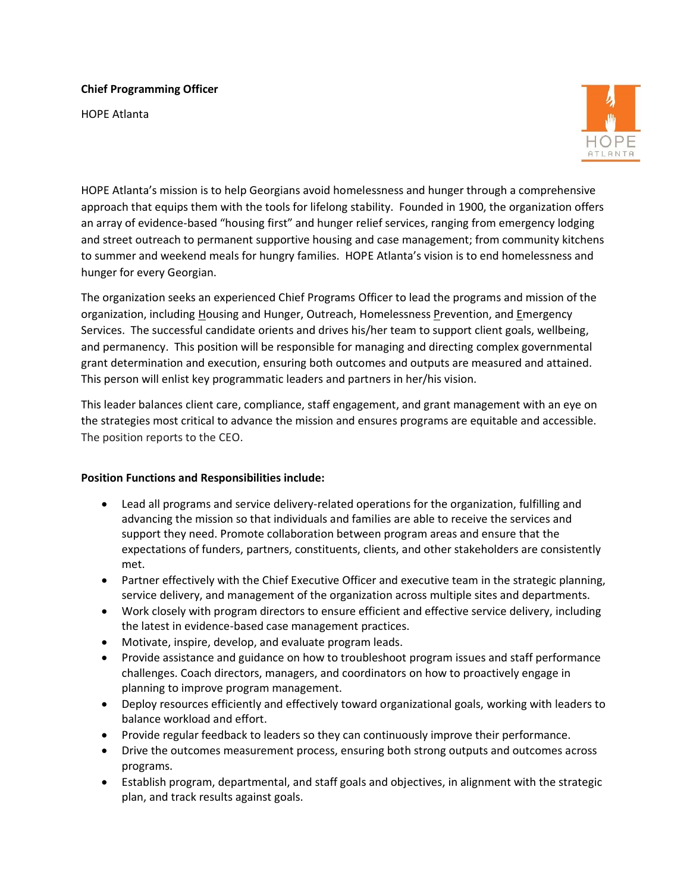**Chief Programming Officer**

HOPE Atlanta

HOPE Atlanta's mission is to help Georgians avoid homelessness and hunger through a comprehensive approach that equips them with the tools for lifelong stability. Founded in 1900, the organization offers an array of evidence-based "housing first" and hunger relief services, ranging from emergency lodging and street outreach to permanent supportive housing and case management; from community kitchens to summer and weekend meals for hungry families. HOPE Atlanta's vision is to end homelessness and hunger for every Georgian.

The organization seeks an experienced Chief Programs Officer to lead the programs and mission of the organization, including Housing and Hunger, Outreach, Homelessness Prevention, and Emergency Services. The successful candidate orients and drives his/her team to support client goals, wellbeing, and permanency. This position will be responsible for managing and directing complex governmental grant determination and execution, ensuring both outcomes and outputs are measured and attained. This person will enlist key programmatic leaders and partners in her/his vision.

This leader balances client care, compliance, staff engagement, and grant management with an eye on the strategies most critical to advance the mission and ensures programs are equitable and accessible. The position reports to the CEO.

**Position Functions and Responsibilities include:**

- Lead all programs and service delivery-related operations for the organization, fulfilling and advancing the mission so that individuals and families are able to receive the services and support they need. Promote collaboration between program areas and ensure that the expectations of funders, partners, constituents, clients, and other stakeholders are consistently met.
- Partner effectively with the Chief Executive Officer and executive team in the strategic planning, service delivery, and management of the organization across multiple sites and departments.
- Work closely with program directors to ensure efficient and effective service delivery, including the latest in evidence-based case management practices.
- Motivate, inspire, develop, and evaluate program leads.
- Provide assistance and guidance on how to troubleshoot program issues and staff performance challenges. Coach directors, managers, and coordinators on how to proactively engage in planning to improve program management.
- Deploy resources efficiently and effectively toward organizational goals, working with leaders to balance workload and effort.
- Provide regular feedback to leaders so they can continuously improve their performance.
- Drive the outcomes measurement process, ensuring both strong outputs and outcomes across programs.
- Establish program, departmental, and staff goals and objectives, in alignment with the strategic plan, and track results against goals.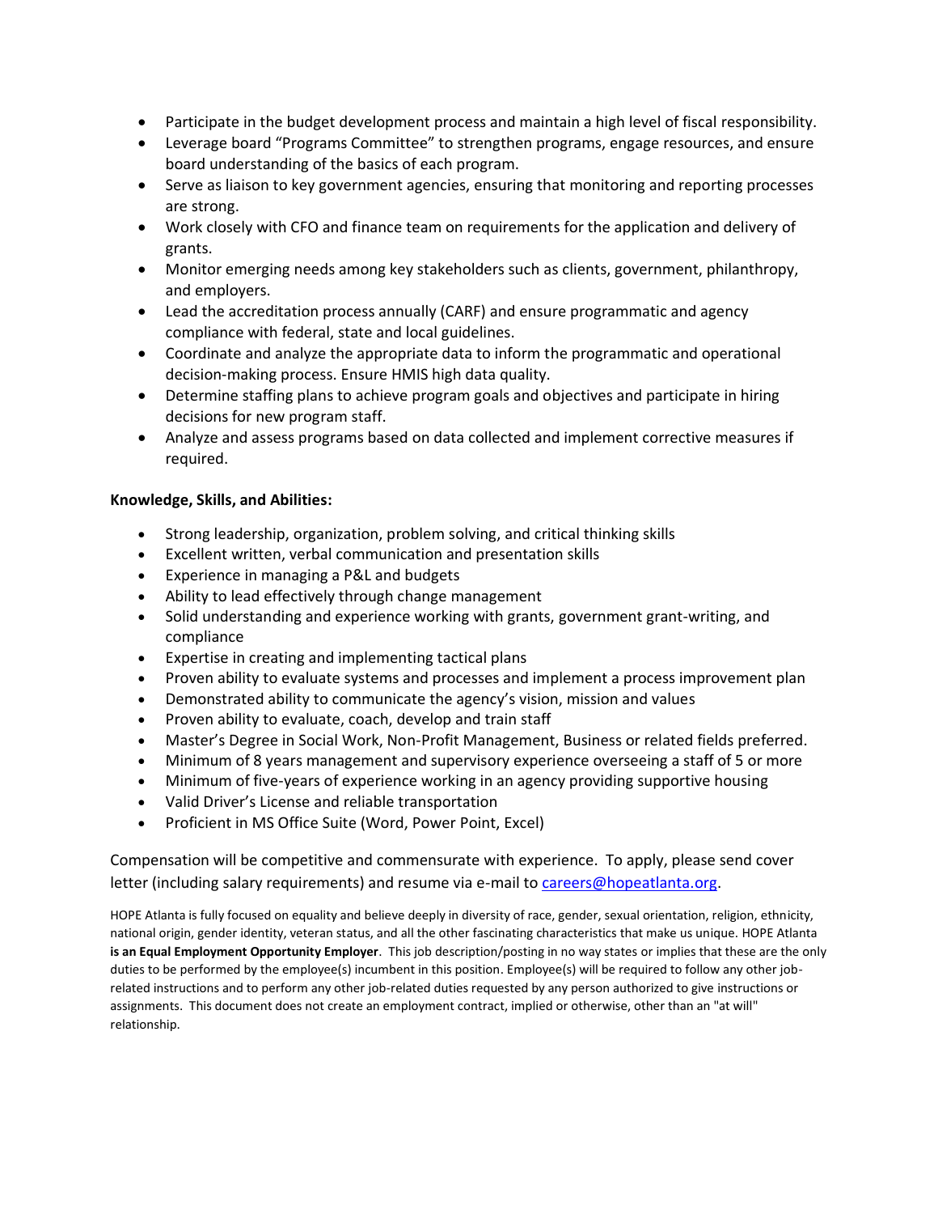- Participate in the budget development process and maintain a high level of fiscal responsibility.
- Leverage board "Programs Committee" to strengthen programs, engage resources, and ensure board understanding of the basics of each program.
- Serve as liaison to key government agencies, ensuring that monitoring and reporting processes are strong.
- Work closely with CFO and finance team on requirements for the application and delivery of grants.
- Monitor emerging needs among key stakeholders such as clients, government, philanthropy, and employers.
- Lead the accreditation process annually (CARF) and ensure programmatic and agency compliance with federal, state and local guidelines.
- Coordinate and analyze the appropriate data to inform the programmatic and operational decision-making process. Ensure HMIS high data quality.
- Determine staffing plans to achieve program goals and objectives and participate in hiring decisions for new program staff.
- Analyze and assess programs based on data collected and implement corrective measures if required.

**Knowledge, Skills, and Abilities:**

- Strong leadership, organization, problem solving, and critical thinking skills
- Excellent written, verbal communication and presentation skills
- Experience in managing a P&L and budgets
- Ability to lead effectively through change management
- Solid understanding and experience working with grants, government grant-writing, and compliance
- Expertise in creating and implementing tactical plans
- Proven ability to evaluate systems and processes and implement a process improvement plan
- Demonstrated ability to communicate the agency's vision, mission and values
- Proven ability to evaluate, coach, develop and train staff
- Master's Degree in Social Work, Non-Profit Management, Business or related fields preferred.
- Minimum of 8 years management and supervisory experience overseeing a staff of 5 or more
- Minimum of five-years of experience working in an agency providing supportive housing
- Valid Driver's License and reliable transportation
- Proficient in MS Office Suite (Word, Power Point, Excel)

Compensation will be competitive and commensurate with experience. To apply, please send cover letter (including salary requirements) and resume via e-mail to careers@hopeatlanta.org.

HOPE Atlanta is fully focused on equality and believe deeply in diversity of race, gender, sexual orientation, religion, ethnicity, national origin, gender identity, veteran status, and all the other fascinating characteristics that make us unique. HOPE Atlanta **is an Equal Employment Opportunity Employer**. This job description/posting in no way states or implies that these are the only duties to be performed by the employee(s) incumbent in this position. Employee(s) will be required to follow any other job-related instructions and to perform any other job-related duties requested by any person authorized to give instructions or assignments. This document does not create an employment contract, implied or otherwise, other than an "at will" relationship.